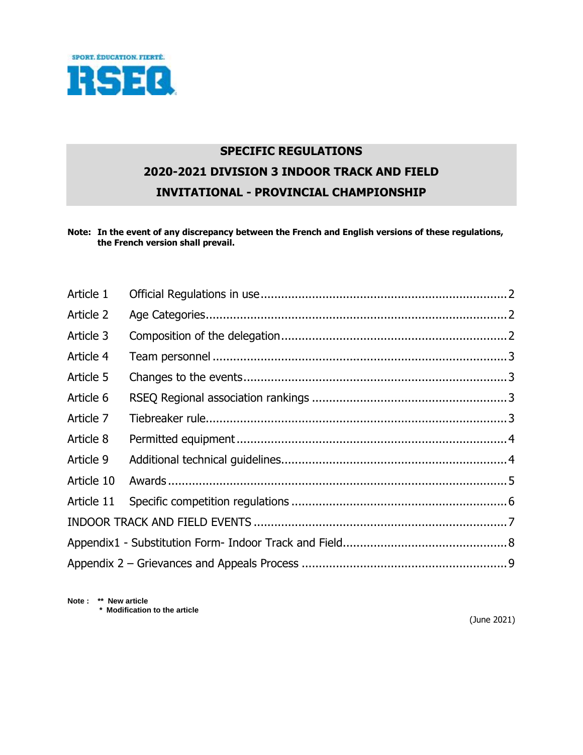SPORT. ÉDUCATION. FIERTÉ.

RSEQ

# SPECIFIC REGULATIONS
# 2020-2021 DIVISION 3 INDOOR TRACK AND FIELD
# INVITATIONAL - PROVINCIAL CHAMPIONSHIP

**Note: In the event of any discrepancy between the French and English versions of these regulations, the French version shall prevail.**

| | | |
|---|---|---|
| Article 1 | Official Regulations in use | 2 |
| Article 2 | Age Categories | 2 |
| Article 3 | Composition of the delegation | 2 |
| Article 4 | Team personnel | 3 |
| Article 5 | Changes to the events | 3 |
| Article 6 | RSEQ Regional association rankings | 3 |
| Article 7 | Tiebreaker rule | 3 |
| Article 8 | Permitted equipment | 4 |
| Article 9 | Additional technical guidelines | 4 |
| Article 10 | Awards | 5 |
| Article 11 | Specific competition regulations | 6 |
| INDOOR TRACK AND FIELD EVENTS | | 7 |
| Appendix1 - Substitution Form- Indoor Track and Field | | 8 |
| Appendix 2 – Grievances and Appeals Process | | 9 |

**Note : \*\* New article**
**\* Modification to the article**

(June 2021)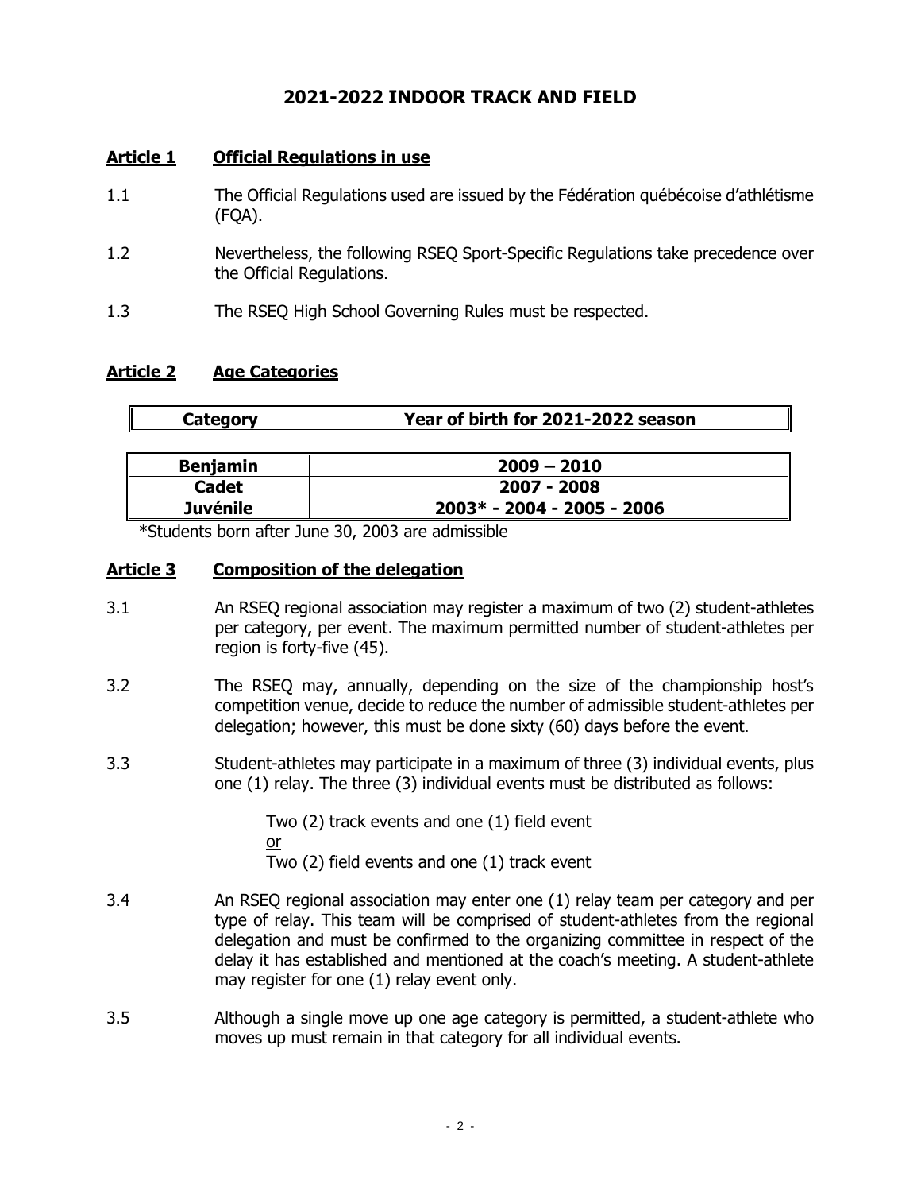# 2021-2022 INDOOR TRACK AND FIELD

## Article 1 Official Regulations in use

1.1 The Official Regulations used are issued by the Fédération québécoise d'athlétisme (FQA).

1.2 Nevertheless, the following RSEQ Sport-Specific Regulations take precedence over the Official Regulations.

1.3 The RSEQ High School Governing Rules must be respected.

## Article 2 Age Categories

| Category | Year of birth for 2021-2022 season |
|---|---|
| Benjamin | 2009 – 2010 |
| Cadet | 2007 - 2008 |
| Juvénile | 2003* - 2004 - 2005 - 2006 |

*Students born after June 30, 2003 are admissible

## Article 3 Composition of the delegation

3.1 An RSEQ regional association may register a maximum of two (2) student-athletes per category, per event. The maximum permitted number of student-athletes per region is forty-five (45).

3.2 The RSEQ may, annually, depending on the size of the championship host's competition venue, decide to reduce the number of admissible student-athletes per delegation; however, this must be done sixty (60) days before the event.

3.3 Student-athletes may participate in a maximum of three (3) individual events, plus one (1) relay. The three (3) individual events must be distributed as follows:

> Two (2) track events and one (1) field event
> or
> Two (2) field events and one (1) track event

3.4 An RSEQ regional association may enter one (1) relay team per category and per type of relay. This team will be comprised of student-athletes from the regional delegation and must be confirmed to the organizing committee in respect of the delay it has established and mentioned at the coach's meeting. A student-athlete may register for one (1) relay event only.

3.5 Although a single move up one age category is permitted, a student-athlete who moves up must remain in that category for all individual events.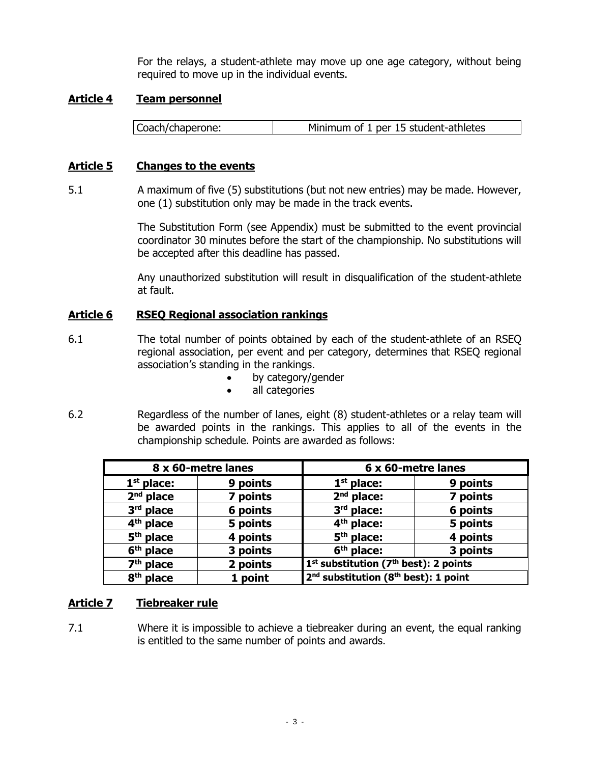For the relays, a student-athlete may move up one age category, without being required to move up in the individual events.

## Article 4 Team personnel

| Coach/chaperone: | Minimum of 1 per 15 student-athletes |
|---|---|

## Article 5 Changes to the events

5.1 A maximum of five (5) substitutions (but not new entries) may be made. However, one (1) substitution only may be made in the track events.

The Substitution Form (see Appendix) must be submitted to the event provincial coordinator 30 minutes before the start of the championship. No substitutions will be accepted after this deadline has passed.

Any unauthorized substitution will result in disqualification of the student-athlete at fault.

## Article 6 RSEQ Regional association rankings

6.1 The total number of points obtained by each of the student-athlete of an RSEQ regional association, per event and per category, determines that RSEQ regional association's standing in the rankings.

- by category/gender
- all categories

6.2 Regardless of the number of lanes, eight (8) student-athletes or a relay team will be awarded points in the rankings. This applies to all of the events in the championship schedule. Points are awarded as follows:

| **8 x 60-metre lanes** | | **6 x 60-metre lanes** | |
|---|---|---|---|
| **1st place:** | **9 points** | **1st place:** | **9 points** |
| **2nd place** | **7 points** | **2nd place:** | **7 points** |
| **3rd place** | **6 points** | **3rd place:** | **6 points** |
| **4th place** | **5 points** | **4th place:** | **5 points** |
| **5th place** | **4 points** | **5th place:** | **4 points** |
| **6th place** | **3 points** | **6th place:** | **3 points** |
| **7th place** | **2 points** | **1st substitution (7th best): 2 points** | |
| **8th place** | **1 point** | **2nd substitution (8th best): 1 point** | |

## Article 7 Tiebreaker rule

7.1 Where it is impossible to achieve a tiebreaker during an event, the equal ranking is entitled to the same number of points and awards.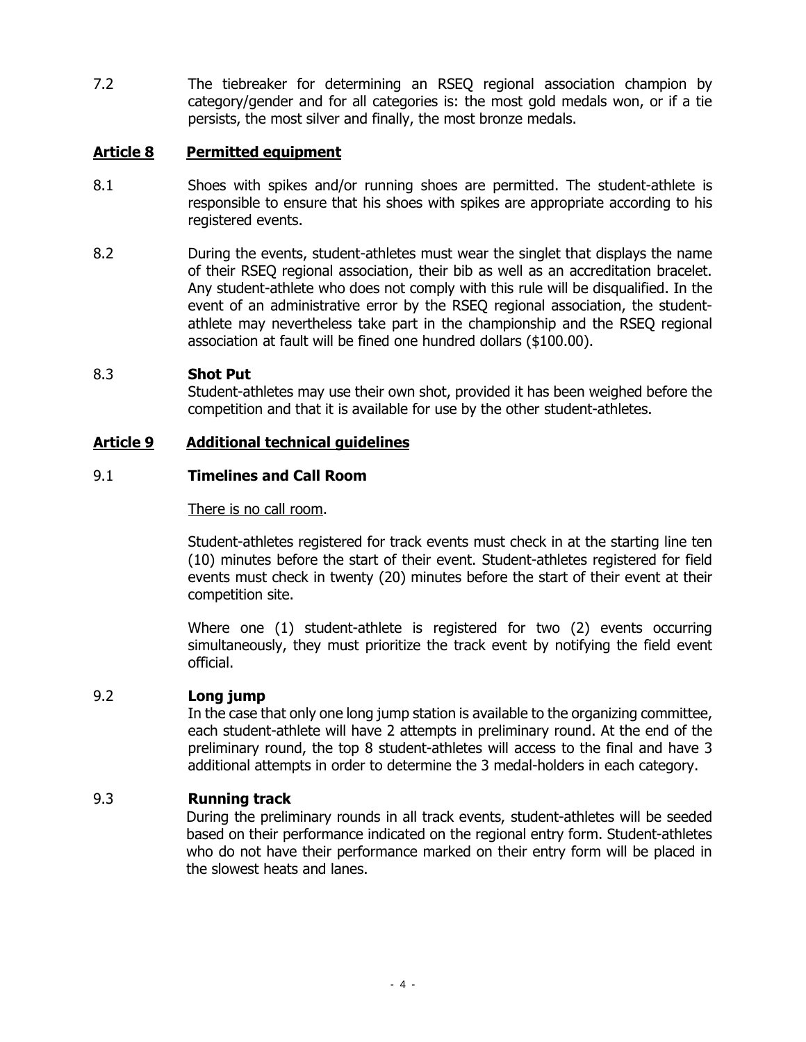7.2 The tiebreaker for determining an RSEQ regional association champion by category/gender and for all categories is: the most gold medals won, or if a tie persists, the most silver and finally, the most bronze medals.

## **Article 8 Permitted equipment**

8.1 Shoes with spikes and/or running shoes are permitted. The student-athlete is responsible to ensure that his shoes with spikes are appropriate according to his registered events.

8.2 During the events, student-athletes must wear the singlet that displays the name of their RSEQ regional association, their bib as well as an accreditation bracelet. Any student-athlete who does not comply with this rule will be disqualified. In the event of an administrative error by the RSEQ regional association, the student-athlete may nevertheless take part in the championship and the RSEQ regional association at fault will be fined one hundred dollars ($100.00).

### 8.3 **Shot Put**

Student-athletes may use their own shot, provided it has been weighed before the competition and that it is available for use by the other student-athletes.

## **Article 9 Additional technical guidelines**

### 9.1 **Timelines and Call Room**

There is no call room.

Student-athletes registered for track events must check in at the starting line ten (10) minutes before the start of their event. Student-athletes registered for field events must check in twenty (20) minutes before the start of their event at their competition site.

Where one (1) student-athlete is registered for two (2) events occurring simultaneously, they must prioritize the track event by notifying the field event official.

### 9.2 **Long jump**

In the case that only one long jump station is available to the organizing committee, each student-athlete will have 2 attempts in preliminary round. At the end of the preliminary round, the top 8 student-athletes will access to the final and have 3 additional attempts in order to determine the 3 medal-holders in each category.

### 9.3 **Running track**

During the preliminary rounds in all track events, student-athletes will be seeded based on their performance indicated on the regional entry form. Student-athletes who do not have their performance marked on their entry form will be placed in the slowest heats and lanes.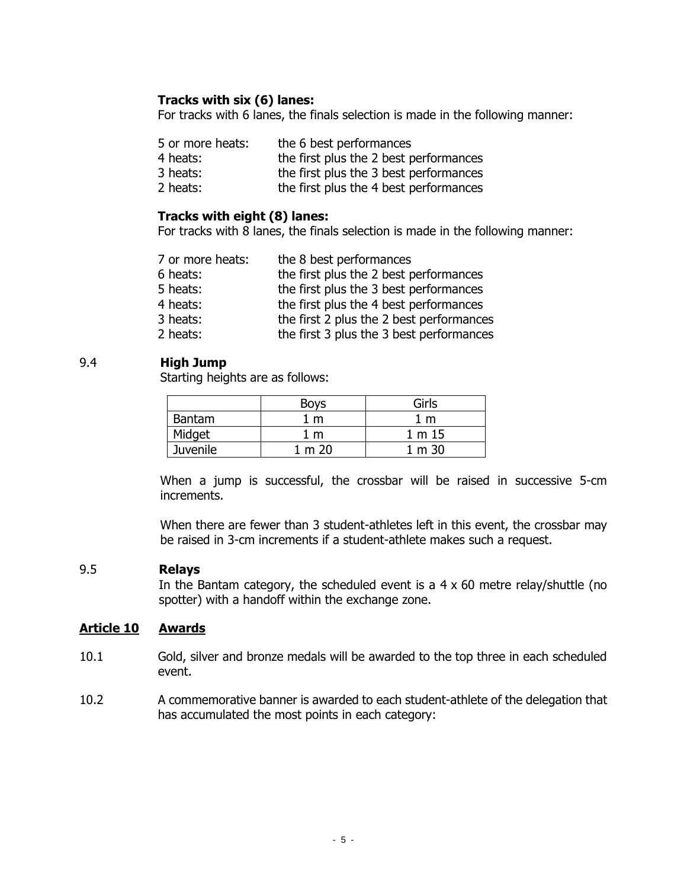**Tracks with six (6) lanes:**

For tracks with 6 lanes, the finals selection is made in the following manner:

| | |
|---|---|
| 5 or more heats: | the 6 best performances |
| 4 heats: | the first plus the 2 best performances |
| 3 heats: | the first plus the 3 best performances |
| 2 heats: | the first plus the 4 best performances |

**Tracks with eight (8) lanes:**

For tracks with 8 lanes, the finals selection is made in the following manner:

| | |
|---|---|
| 7 or more heats: | the 8 best performances |
| 6 heats: | the first plus the 2 best performances |
| 5 heats: | the first plus the 3 best performances |
| 4 heats: | the first plus the 4 best performances |
| 3 heats: | the first 2 plus the 2 best performances |
| 2 heats: | the first 3 plus the 3 best performances |

9.4 **High Jump**

Starting heights are as follows:

| | Boys | Girls |
|---|---|---|
| Bantam | 1 m | 1 m |
| Midget | 1 m | 1 m 15 |
| Juvenile | 1 m 20 | 1 m 30 |

When a jump is successful, the crossbar will be raised in successive 5-cm increments.

When there are fewer than 3 student-athletes left in this event, the crossbar may be raised in 3-cm increments if a student-athlete makes such a request.

9.5 **Relays**

In the Bantam category, the scheduled event is a 4 x 60 metre relay/shuttle (no spotter) with a handoff within the exchange zone.

## **Article 10 Awards**

10.1 Gold, silver and bronze medals will be awarded to the top three in each scheduled event.

10.2 A commemorative banner is awarded to each student-athlete of the delegation that has accumulated the most points in each category: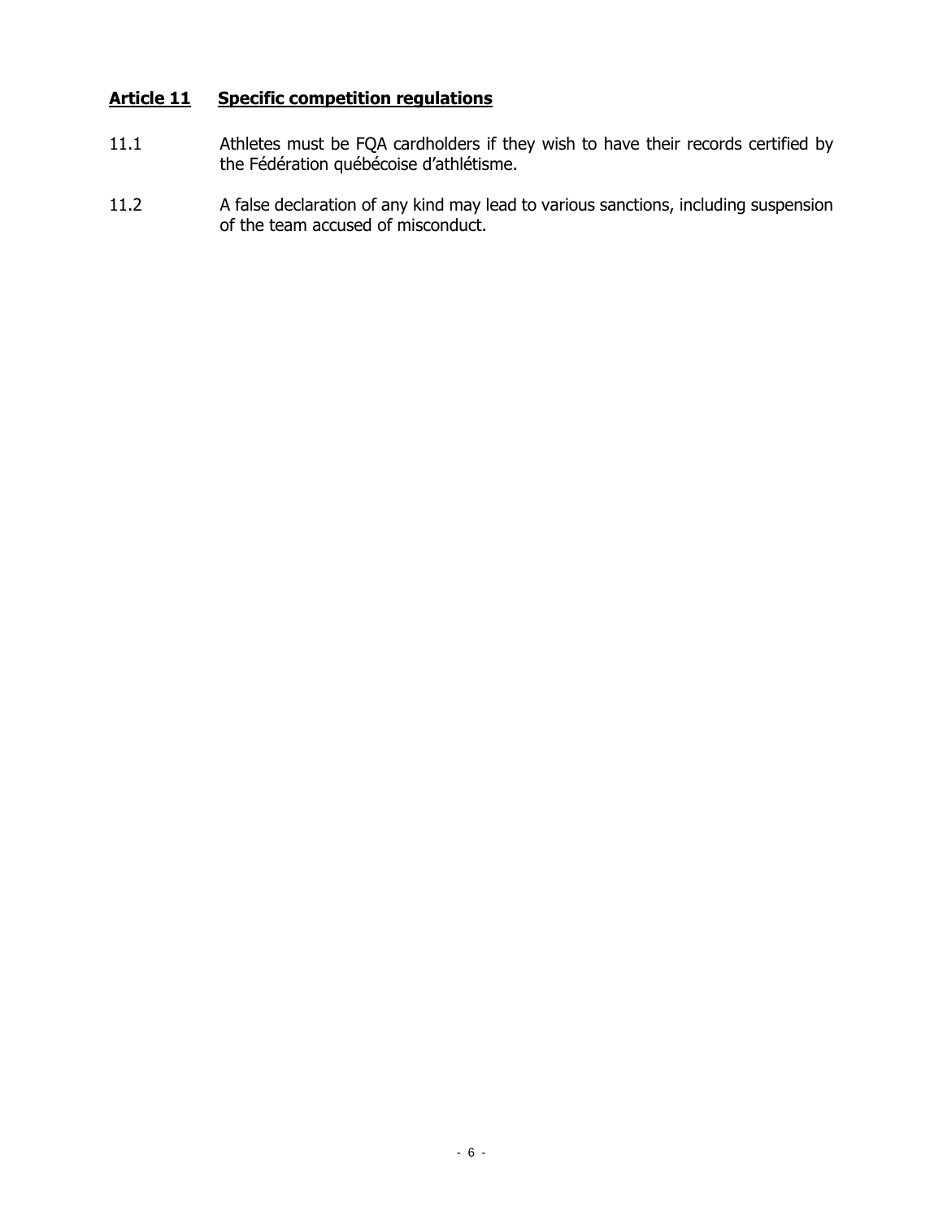## **Article 11 Specific competition regulations**

11.1 Athletes must be FQA cardholders if they wish to have their records certified by the Fédération québécoise d'athlétisme.

11.2 A false declaration of any kind may lead to various sanctions, including suspension of the team accused of misconduct.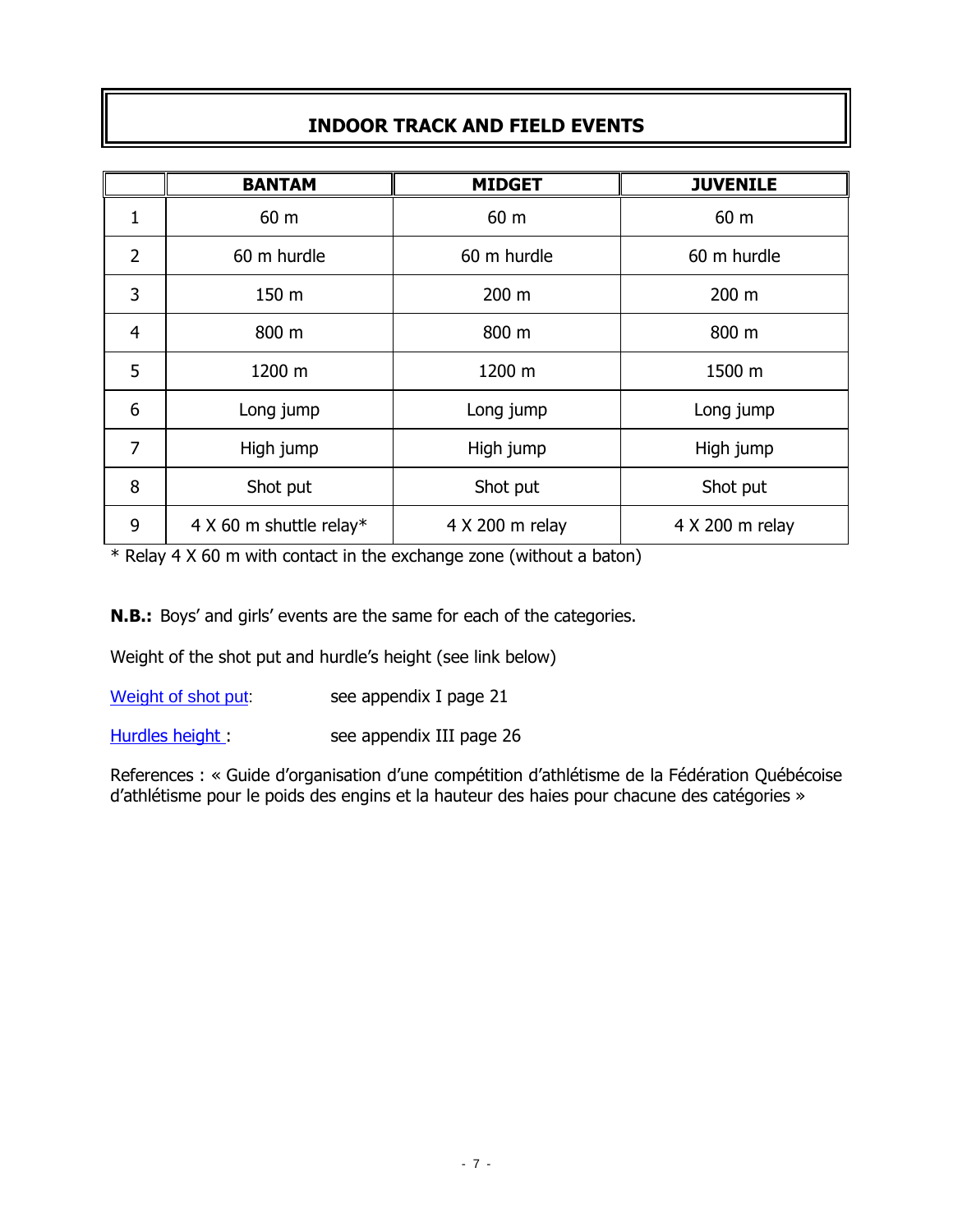# INDOOR TRACK AND FIELD EVENTS

| | BANTAM | MIDGET | JUVENILE |
|---|---|---|---|
| 1 | 60 m | 60 m | 60 m |
| 2 | 60 m hurdle | 60 m hurdle | 60 m hurdle |
| 3 | 150 m | 200 m | 200 m |
| 4 | 800 m | 800 m | 800 m |
| 5 | 1200 m | 1200 m | 1500 m |
| 6 | Long jump | Long jump | Long jump |
| 7 | High jump | High jump | High jump |
| 8 | Shot put | Shot put | Shot put |
| 9 | 4 X 60 m shuttle relay* | 4 X 200 m relay | 4 X 200 m relay |

* Relay 4 X 60 m with contact in the exchange zone (without a baton)

**N.B.:** Boys' and girls' events are the same for each of the categories.

Weight of the shot put and hurdle's height (see link below)

Weight of shot put: see appendix I page 21

Hurdles height : see appendix III page 26

References : « Guide d'organisation d'une compétition d'athlétisme de la Fédération Québécoise d'athlétisme pour le poids des engins et la hauteur des haies pour chacune des catégories »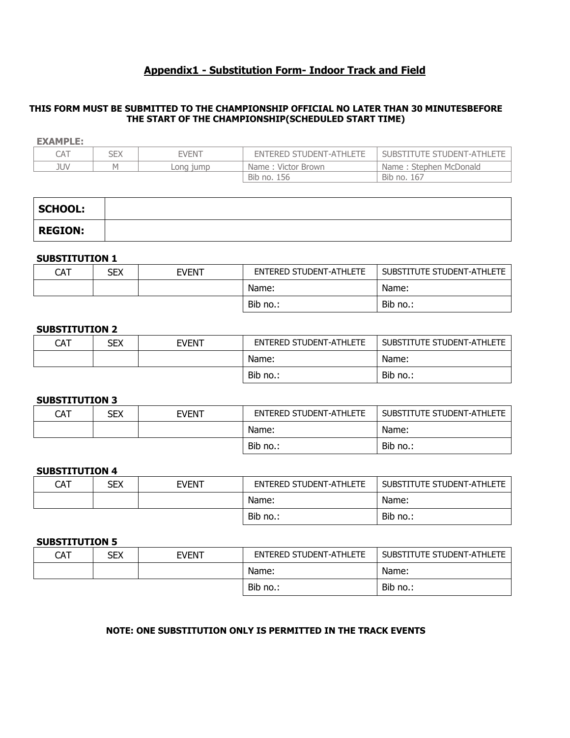## Appendix1 - Substitution Form- Indoor Track and Field

**THIS FORM MUST BE SUBMITTED TO THE CHAMPIONSHIP OFFICIAL NO LATER THAN 30 MINUTESBEFORE THE START OF THE CHAMPIONSHIP(SCHEDULED START TIME)**

**EXAMPLE:**

| CAT | SEX | EVENT | ENTERED STUDENT-ATHLETE | SUBSTITUTE STUDENT-ATHLETE |
|---|---|---|---|---|
| JUV | M | Long jump | Name : Victor Brown | Name : Stephen McDonald |
| | | | Bib no. 156 | Bib no. 167 |

| **SCHOOL:** | |
|---|---|
| **REGION:** | |

**SUBSTITUTION 1**

| CAT | SEX | EVENT | ENTERED STUDENT-ATHLETE | SUBSTITUTE STUDENT-ATHLETE |
|---|---|---|---|---|
| | | | Name: | Name: |
| | | | Bib no.: | Bib no.: |

**SUBSTITUTION 2**

| CAT | SEX | EVENT | ENTERED STUDENT-ATHLETE | SUBSTITUTE STUDENT-ATHLETE |
|---|---|---|---|---|
| | | | Name: | Name: |
| | | | Bib no.: | Bib no.: |

**SUBSTITUTION 3**

| CAT | SEX | EVENT | ENTERED STUDENT-ATHLETE | SUBSTITUTE STUDENT-ATHLETE |
|---|---|---|---|---|
| | | | Name: | Name: |
| | | | Bib no.: | Bib no.: |

**SUBSTITUTION 4**

| CAT | SEX | EVENT | ENTERED STUDENT-ATHLETE | SUBSTITUTE STUDENT-ATHLETE |
|---|---|---|---|---|
| | | | Name: | Name: |
| | | | Bib no.: | Bib no.: |

**SUBSTITUTION 5**

| CAT | SEX | EVENT | ENTERED STUDENT-ATHLETE | SUBSTITUTE STUDENT-ATHLETE |
|---|---|---|---|---|
| | | | Name: | Name: |
| | | | Bib no.: | Bib no.: |

**NOTE: ONE SUBSTITUTION ONLY IS PERMITTED IN THE TRACK EVENTS**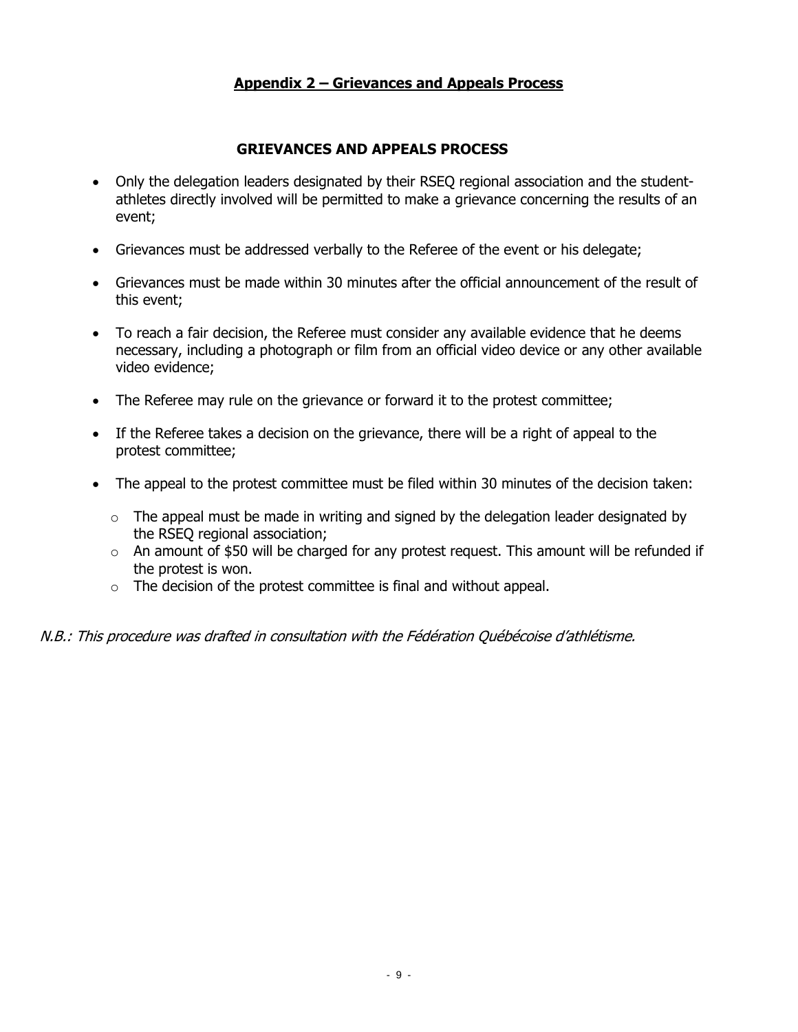## Appendix 2 – Grievances and Appeals Process

### GRIEVANCES AND APPEALS PROCESS

- Only the delegation leaders designated by their RSEQ regional association and the student-athletes directly involved will be permitted to make a grievance concerning the results of an event;
- Grievances must be addressed verbally to the Referee of the event or his delegate;
- Grievances must be made within 30 minutes after the official announcement of the result of this event;
- To reach a fair decision, the Referee must consider any available evidence that he deems necessary, including a photograph or film from an official video device or any other available video evidence;
- The Referee may rule on the grievance or forward it to the protest committee;
- If the Referee takes a decision on the grievance, there will be a right of appeal to the protest committee;
- The appeal to the protest committee must be filed within 30 minutes of the decision taken:
  - The appeal must be made in writing and signed by the delegation leader designated by the RSEQ regional association;
  - An amount of $50 will be charged for any protest request. This amount will be refunded if the protest is won.
  - The decision of the protest committee is final and without appeal.

*N.B.: This procedure was drafted in consultation with the Fédération Québécoise d'athlétisme.*